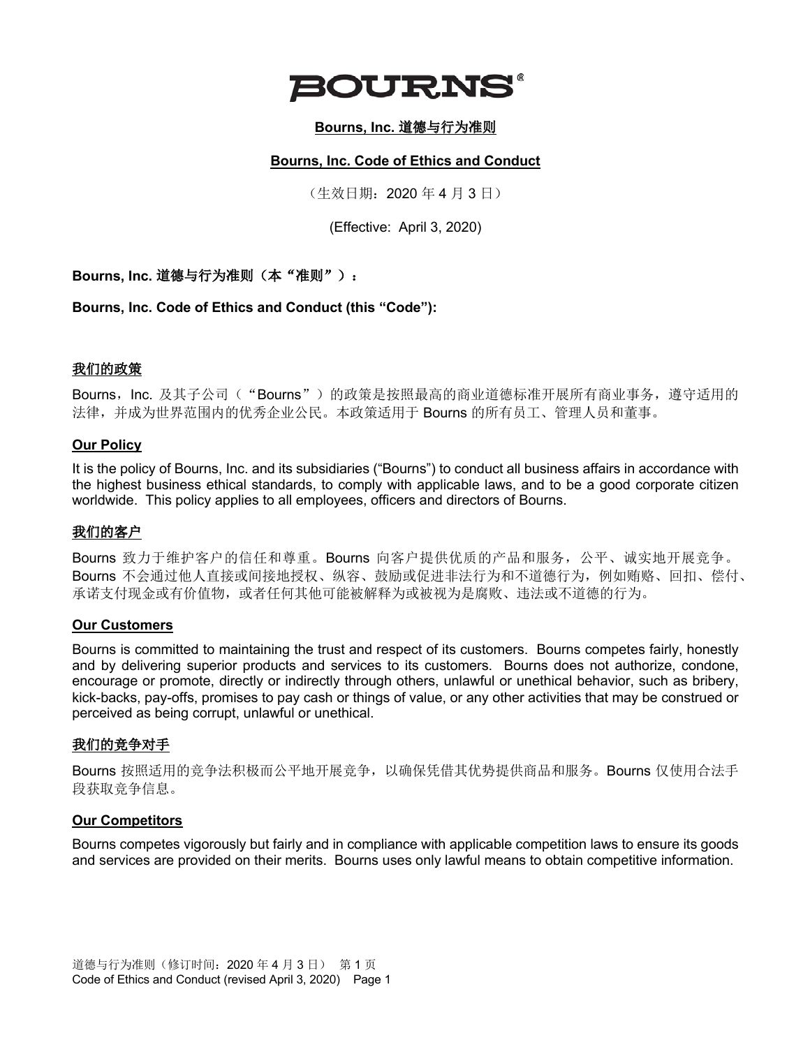BOURNS®

**Bourns, Inc. 道德与行为准则**

**Bourns, Inc. Code of Ethics and Conduct**

（生效日期：2020 年 4 月 3 日）

(Effective: April 3, 2020)

**Bourns, Inc. 道德与行为准则（本“准则”）：**

**Bourns, Inc. Code of Ethics and Conduct (this “Code”):**

## 我们的政策

Bourns，Inc. 及其子公司（“Bourns”）的政策是按照最高的商业道德标准开展所有商业事务，遵守适用的法律，并成为世界范围内的优秀企业公民。本政策适用于 Bourns 的所有员工、管理人员和董事。

## Our Policy

It is the policy of Bourns, Inc. and its subsidiaries (“Bourns”) to conduct all business affairs in accordance with the highest business ethical standards, to comply with applicable laws, and to be a good corporate citizen worldwide. This policy applies to all employees, officers and directors of Bourns.

## 我们的客户

Bourns 致力于维护客户的信任和尊重。Bourns 向客户提供优质的产品和服务，公平、诚实地开展竞争。Bourns 不会通过他人直接或间接地授权、纵容、鼓励或促进非法行为和不道德行为，例如贿赂、回扣、偿付、承诺支付现金或有价值物，或者任何其他可能被解释为或被视为是腐败、违法或不道德的行为。

## Our Customers

Bourns is committed to maintaining the trust and respect of its customers. Bourns competes fairly, honestly and by delivering superior products and services to its customers. Bourns does not authorize, condone, encourage or promote, directly or indirectly through others, unlawful or unethical behavior, such as bribery, kick-backs, pay-offs, promises to pay cash or things of value, or any other activities that may be construed or perceived as being corrupt, unlawful or unethical.

## 我们的竞争对手

Bourns 按照适用的竞争法积极而公平地开展竞争，以确保凭借其优势提供商品和服务。Bourns 仅使用合法手段获取竞争信息。

## Our Competitors

Bourns competes vigorously but fairly and in compliance with applicable competition laws to ensure its goods and services are provided on their merits. Bourns uses only lawful means to obtain competitive information.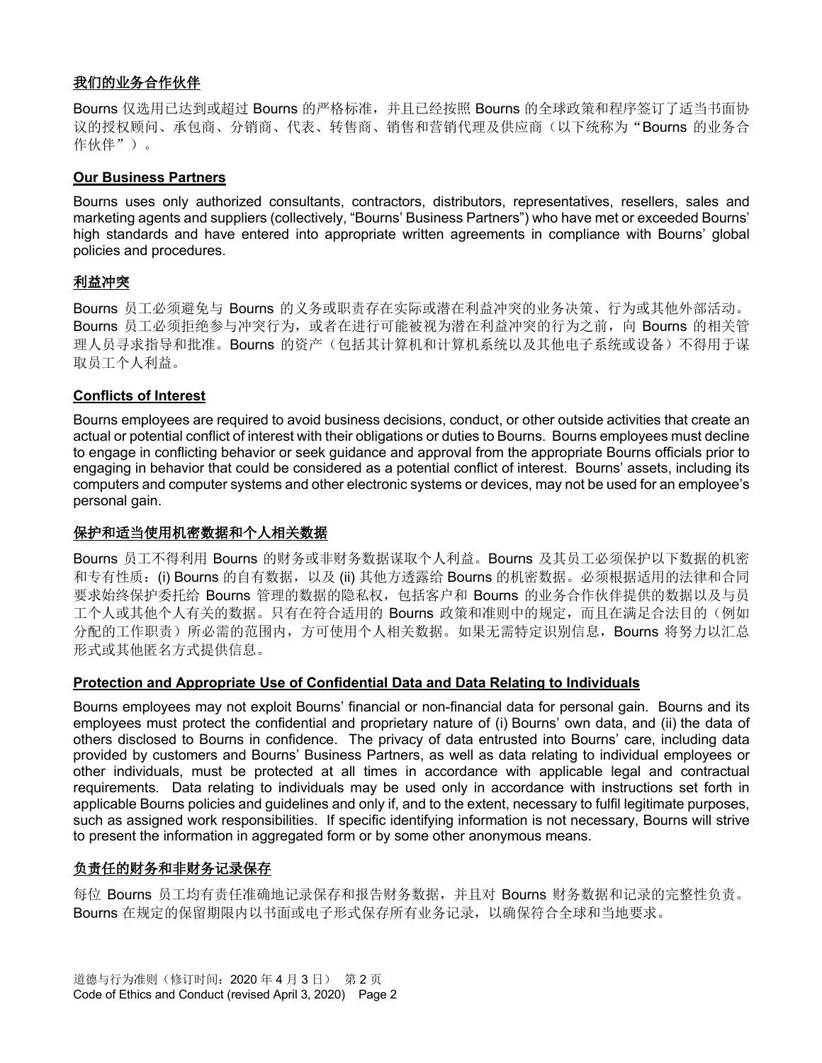## 我们的业务合作伙伴

Bourns 仅选用已达到或超过 Bourns 的严格标准，并且已经按照 Bourns 的全球政策和程序签订了适当书面协议的授权顾问、承包商、分销商、代表、转售商、销售和营销代理及供应商（以下统称为"Bourns 的业务合作伙伴"）。

## Our Business Partners

Bourns uses only authorized consultants, contractors, distributors, representatives, resellers, sales and marketing agents and suppliers (collectively, "Bourns' Business Partners") who have met or exceeded Bourns' high standards and have entered into appropriate written agreements in compliance with Bourns' global policies and procedures.

## 利益冲突

Bourns 员工必须避免与 Bourns 的义务或职责存在实际或潜在利益冲突的业务决策、行为或其他外部活动。Bourns 员工必须拒绝参与冲突行为，或者在进行可能被视为潜在利益冲突的行为之前，向 Bourns 的相关管理人员寻求指导和批准。Bourns 的资产（包括其计算机和计算机系统以及其他电子系统或设备）不得用于谋取员工个人利益。

## Conflicts of Interest

Bourns employees are required to avoid business decisions, conduct, or other outside activities that create an actual or potential conflict of interest with their obligations or duties to Bourns. Bourns employees must decline to engage in conflicting behavior or seek guidance and approval from the appropriate Bourns officials prior to engaging in behavior that could be considered as a potential conflict of interest. Bourns' assets, including its computers and computer systems and other electronic systems or devices, may not be used for an employee's personal gain.

## 保护和适当使用机密数据和个人相关数据

Bourns 员工不得利用 Bourns 的财务或非财务数据谋取个人利益。Bourns 及其员工必须保护以下数据的机密和专有性质：(i) Bourns 的自有数据，以及 (ii) 其他方透露给 Bourns 的机密数据。必须根据适用的法律和合同要求始终保护委托给 Bourns 管理的数据的隐私权，包括客户和 Bourns 的业务合作伙伴提供的数据以及与员工个人或其他个人有关的数据。只有在符合适用的 Bourns 政策和准则中的规定，而且在满足合法目的（例如分配的工作职责）所必需的范围内，方可使用个人相关数据。如果无需特定识别信息，Bourns 将努力以汇总形式或其他匿名方式提供信息。

## Protection and Appropriate Use of Confidential Data and Data Relating to Individuals

Bourns employees may not exploit Bourns' financial or non-financial data for personal gain. Bourns and its employees must protect the confidential and proprietary nature of (i) Bourns' own data, and (ii) the data of others disclosed to Bourns in confidence. The privacy of data entrusted into Bourns' care, including data provided by customers and Bourns' Business Partners, as well as data relating to individual employees or other individuals, must be protected at all times in accordance with applicable legal and contractual requirements. Data relating to individuals may be used only in accordance with instructions set forth in applicable Bourns policies and guidelines and only if, and to the extent, necessary to fulfil legitimate purposes, such as assigned work responsibilities. If specific identifying information is not necessary, Bourns will strive to present the information in aggregated form or by some other anonymous means.

## 负责任的财务和非财务记录保存

每位 Bourns 员工均有责任准确地记录保存和报告财务数据，并且对 Bourns 财务数据和记录的完整性负责。Bourns 在规定的保留期限内以书面或电子形式保存所有业务记录，以确保符合全球和当地要求。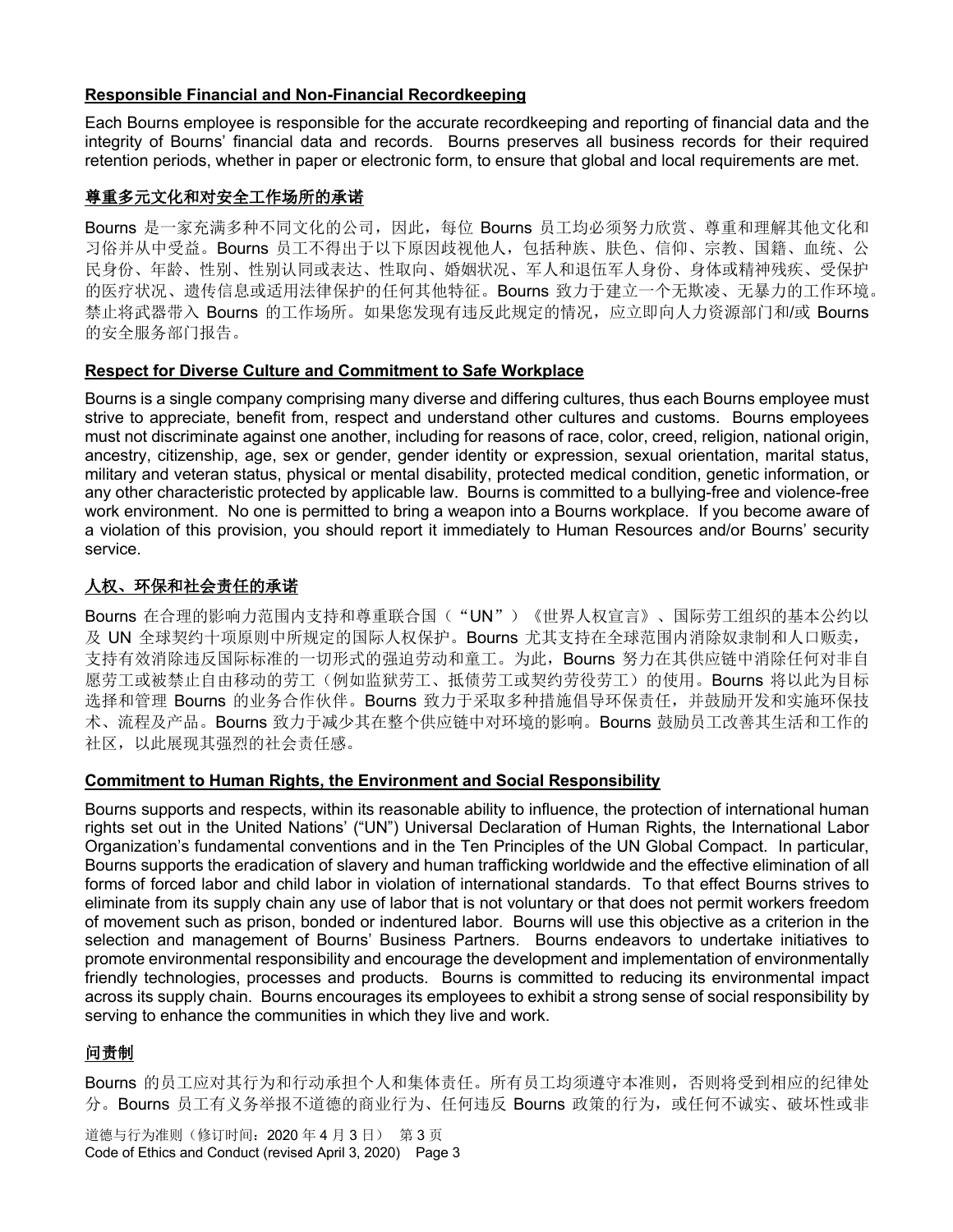**Responsible Financial and Non-Financial Recordkeeping**

Each Bourns employee is responsible for the accurate recordkeeping and reporting of financial data and the integrity of Bourns' financial data and records. Bourns preserves all business records for their required retention periods, whether in paper or electronic form, to ensure that global and local requirements are met.

**尊重多元文化和对安全工作场所的承诺**

Bourns 是一家充满多种不同文化的公司，因此，每位 Bourns 员工均必须努力欣赏、尊重和理解其他文化和习俗并从中受益。Bourns 员工不得出于以下原因歧视他人，包括种族、肤色、信仰、宗教、国籍、血统、公民身份、年龄、性别、性别认同或表达、性取向、婚姻状况、军人和退伍军人身份、身体或精神残疾、受保护的医疗状况、遗传信息或适用法律保护的任何其他特征。Bourns 致力于建立一个无欺凌、无暴力的工作环境。禁止将武器带入 Bourns 的工作场所。如果您发现有违反此规定的情况，应立即向人力资源部门和/或 Bourns 的安全服务部门报告。

**Respect for Diverse Culture and Commitment to Safe Workplace**

Bourns is a single company comprising many diverse and differing cultures, thus each Bourns employee must strive to appreciate, benefit from, respect and understand other cultures and customs. Bourns employees must not discriminate against one another, including for reasons of race, color, creed, religion, national origin, ancestry, citizenship, age, sex or gender, gender identity or expression, sexual orientation, marital status, military and veteran status, physical or mental disability, protected medical condition, genetic information, or any other characteristic protected by applicable law. Bourns is committed to a bullying-free and violence-free work environment. No one is permitted to bring a weapon into a Bourns workplace. If you become aware of a violation of this provision, you should report it immediately to Human Resources and/or Bourns' security service.

**人权、环保和社会责任的承诺**

Bourns 在合理的影响力范围内支持和尊重联合国（"UN"）《世界人权宣言》、国际劳工组织的基本公约以及 UN 全球契约十项原则中所规定的国际人权保护。Bourns 尤其支持在全球范围内消除奴隶制和人口贩卖，支持有效消除违反国际标准的一切形式的强迫劳动和童工。为此，Bourns 努力在其供应链中消除任何对非自愿劳工或被禁止自由移动的劳工（例如监狱劳工、抵债劳工或契约劳役劳工）的使用。Bourns 将以此为目标选择和管理 Bourns 的业务合作伙伴。Bourns 致力于采取多种措施倡导环保责任，并鼓励开发和实施环保技术、流程及产品。Bourns 致力于减少其在整个供应链中对环境的影响。Bourns 鼓励员工改善其生活和工作的社区，以此展现其强烈的社会责任感。

**Commitment to Human Rights, the Environment and Social Responsibility**

Bourns supports and respects, within its reasonable ability to influence, the protection of international human rights set out in the United Nations' ("UN") Universal Declaration of Human Rights, the International Labor Organization's fundamental conventions and in the Ten Principles of the UN Global Compact. In particular, Bourns supports the eradication of slavery and human trafficking worldwide and the effective elimination of all forms of forced labor and child labor in violation of international standards. To that effect Bourns strives to eliminate from its supply chain any use of labor that is not voluntary or that does not permit workers freedom of movement such as prison, bonded or indentured labor. Bourns will use this objective as a criterion in the selection and management of Bourns' Business Partners. Bourns endeavors to undertake initiatives to promote environmental responsibility and encourage the development and implementation of environmentally friendly technologies, processes and products. Bourns is committed to reducing its environmental impact across its supply chain. Bourns encourages its employees to exhibit a strong sense of social responsibility by serving to enhance the communities in which they live and work.

**问责制**

Bourns 的员工应对其行为和行动承担个人和集体责任。所有员工均须遵守本准则，否则将受到相应的纪律处分。Bourns 员工有义务举报不道德的商业行为、任何违反 Bourns 政策的行为，或任何不诚实、破坏性或非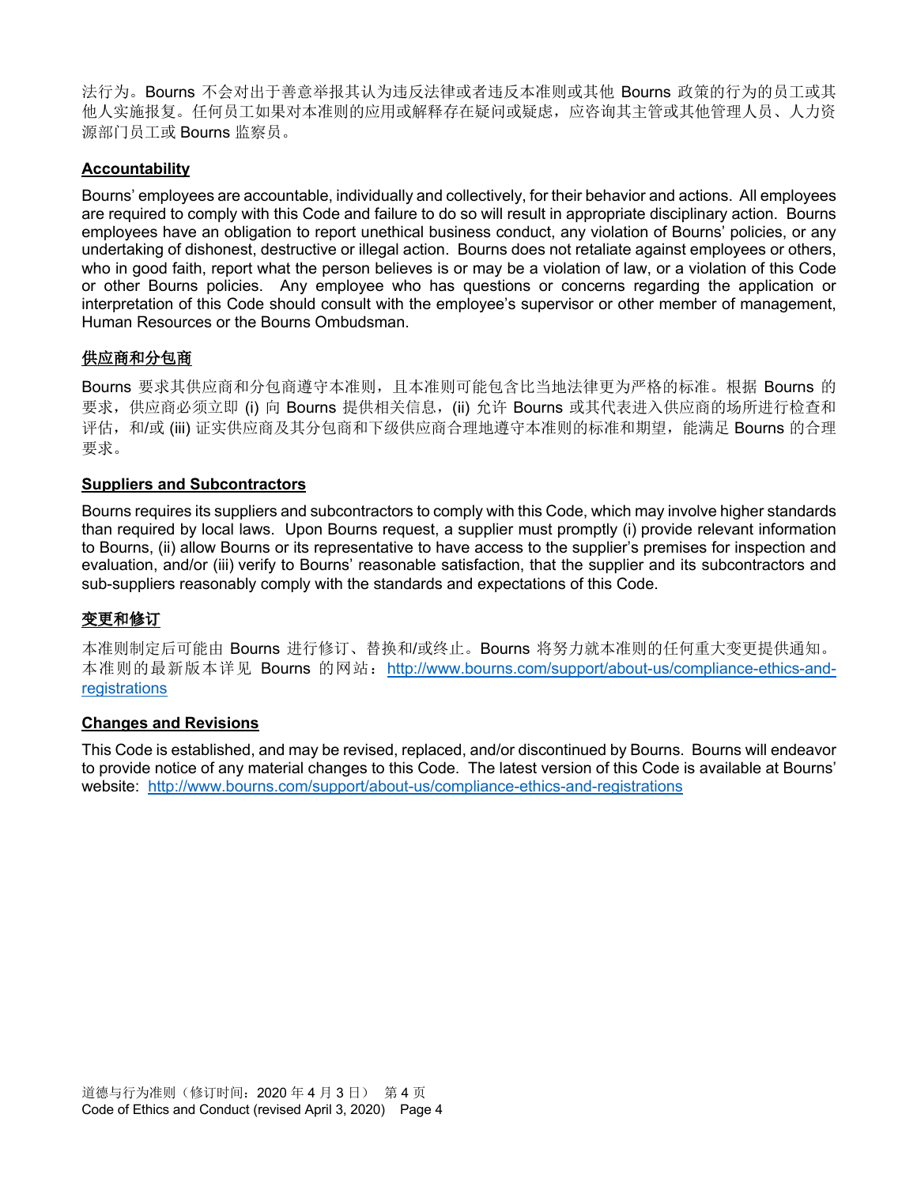法行为。Bourns 不会对出于善意举报其认为违反法律或者违反本准则或其他 Bourns 政策的行为的员工或其他人实施报复。任何员工如果对本准则的应用或解释存在疑问或疑虑，应咨询其主管或其他管理人员、人力资源部门员工或 Bourns 监察员。

## **Accountability**

Bourns' employees are accountable, individually and collectively, for their behavior and actions. All employees are required to comply with this Code and failure to do so will result in appropriate disciplinary action. Bourns employees have an obligation to report unethical business conduct, any violation of Bourns' policies, or any undertaking of dishonest, destructive or illegal action. Bourns does not retaliate against employees or others, who in good faith, report what the person believes is or may be a violation of law, or a violation of this Code or other Bourns policies. Any employee who has questions or concerns regarding the application or interpretation of this Code should consult with the employee's supervisor or other member of management, Human Resources or the Bourns Ombudsman.

## **供应商和分包商**

Bourns 要求其供应商和分包商遵守本准则，且本准则可能包含比当地法律更为严格的标准。根据 Bourns 的要求，供应商必须立即 (i) 向 Bourns 提供相关信息，(ii) 允许 Bourns 或其代表进入供应商的场所进行检查和评估，和/或 (iii) 证实供应商及其分包商和下级供应商合理地遵守本准则的标准和期望，能满足 Bourns 的合理要求。

## **Suppliers and Subcontractors**

Bourns requires its suppliers and subcontractors to comply with this Code, which may involve higher standards than required by local laws. Upon Bourns request, a supplier must promptly (i) provide relevant information to Bourns, (ii) allow Bourns or its representative to have access to the supplier's premises for inspection and evaluation, and/or (iii) verify to Bourns' reasonable satisfaction, that the supplier and its subcontractors and sub-suppliers reasonably comply with the standards and expectations of this Code.

## **变更和修订**

本准则制定后可能由 Bourns 进行修订、替换和/或终止。Bourns 将努力就本准则的任何重大变更提供通知。本准则的最新版本详见 Bourns 的网站：[http://www.bourns.com/support/about-us/compliance-ethics-and-registrations](http://www.bourns.com/support/about-us/compliance-ethics-and-registrations)

## **Changes and Revisions**

This Code is established, and may be revised, replaced, and/or discontinued by Bourns. Bourns will endeavor to provide notice of any material changes to this Code. The latest version of this Code is available at Bourns' website: [http://www.bourns.com/support/about-us/compliance-ethics-and-registrations](http://www.bourns.com/support/about-us/compliance-ethics-and-registrations)